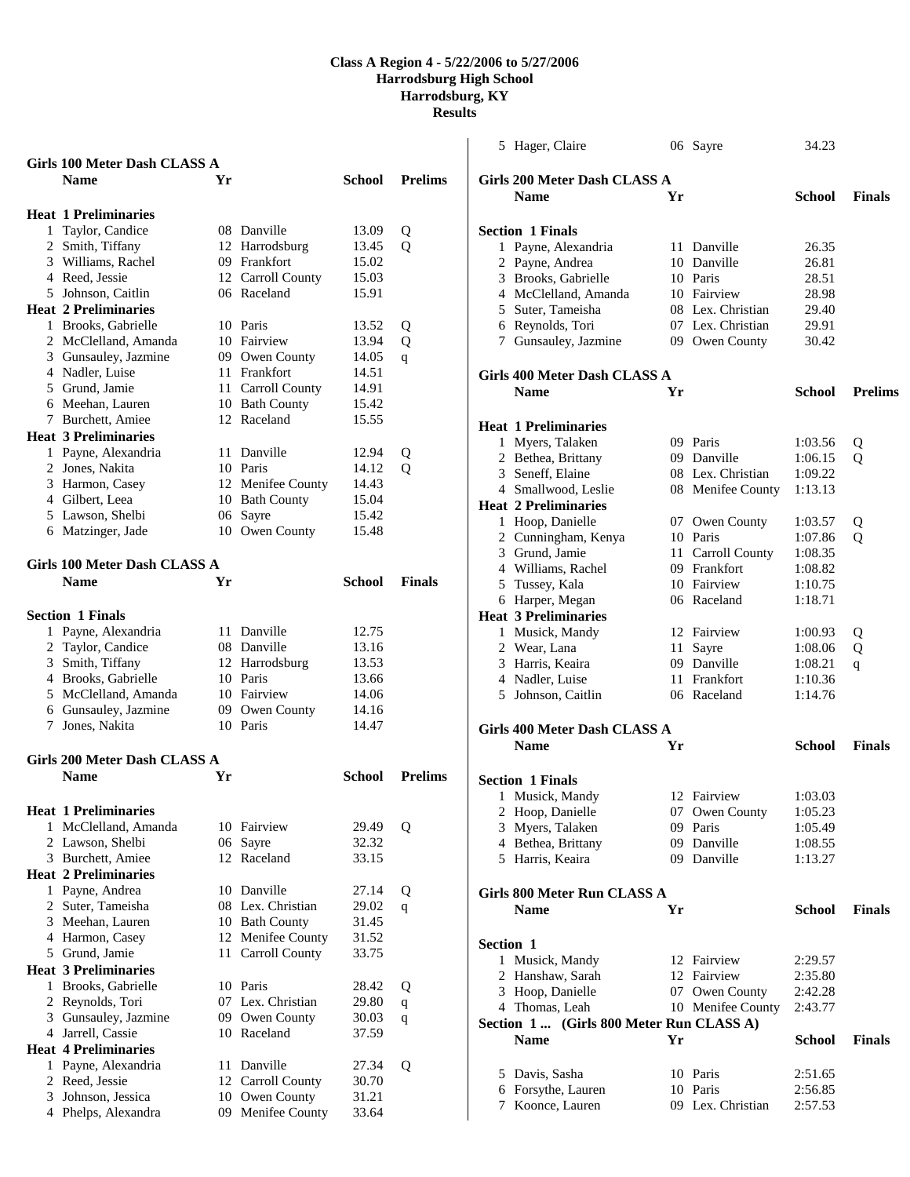# Class A Region 4 - 5/22/2006 to 5/27/2006
## Harrodsburg High School
## Harrodsburg, KY
## Results

### Girls 100 Meter Dash CLASS A

| | Name | Yr | School | Prelims | |
|---|---|---|---|---|---|
| **Heat 1 Preliminaries** | | | | | |
| 1 | Taylor, Candice | 08 | Danville | 13.09 | Q |
| 2 | Smith, Tiffany | 12 | Harrodsburg | 13.45 | Q |
| 3 | Williams, Rachel | 09 | Frankfort | 15.02 | |
| 4 | Reed, Jessie | 12 | Carroll County | 15.03 | |
| 5 | Johnson, Caitlin | 06 | Raceland | 15.91 | |
| **Heat 2 Preliminaries** | | | | | |
| 1 | Brooks, Gabrielle | 10 | Paris | 13.52 | Q |
| 2 | McClelland, Amanda | 10 | Fairview | 13.94 | Q |
| 3 | Gunsauley, Jazmine | 09 | Owen County | 14.05 | q |
| 4 | Nadler, Luise | 11 | Frankfort | 14.51 | |
| 5 | Grund, Jamie | 11 | Carroll County | 14.91 | |
| 6 | Meehan, Lauren | 10 | Bath County | 15.42 | |
| 7 | Burchett, Amiee | 12 | Raceland | 15.55 | |
| **Heat 3 Preliminaries** | | | | | |
| 1 | Payne, Alexandria | 11 | Danville | 12.94 | Q |
| 2 | Jones, Nakita | 10 | Paris | 14.12 | Q |
| 3 | Harmon, Casey | 12 | Menifee County | 14.43 | |
| 4 | Gilbert, Leea | 10 | Bath County | 15.04 | |
| 5 | Lawson, Shelbi | 06 | Sayre | 15.42 | |
| 6 | Matzinger, Jade | 10 | Owen County | 15.48 | |

### Girls 100 Meter Dash CLASS A

| | Name | Yr | School | Finals |
|---|---|---|---|---|
| **Section 1 Finals** | | | | |
| 1 | Payne, Alexandria | 11 | Danville | 12.75 |
| 2 | Taylor, Candice | 08 | Danville | 13.16 |
| 3 | Smith, Tiffany | 12 | Harrodsburg | 13.53 |
| 4 | Brooks, Gabrielle | 10 | Paris | 13.66 |
| 5 | McClelland, Amanda | 10 | Fairview | 14.06 |
| 6 | Gunsauley, Jazmine | 09 | Owen County | 14.16 |
| 7 | Jones, Nakita | 10 | Paris | 14.47 |

### Girls 200 Meter Dash CLASS A

| | Name | Yr | School | Prelims | |
|---|---|---|---|---|---|
| **Heat 1 Preliminaries** | | | | | |
| 1 | McClelland, Amanda | 10 | Fairview | 29.49 | Q |
| 2 | Lawson, Shelbi | 06 | Sayre | 32.32 | |
| 3 | Burchett, Amiee | 12 | Raceland | 33.15 | |
| **Heat 2 Preliminaries** | | | | | |
| 1 | Payne, Andrea | 10 | Danville | 27.14 | Q |
| 2 | Suter, Tameisha | 08 | Lex. Christian | 29.02 | q |
| 3 | Meehan, Lauren | 10 | Bath County | 31.45 | |
| 4 | Harmon, Casey | 12 | Menifee County | 31.52 | |
| 5 | Grund, Jamie | 11 | Carroll County | 33.75 | |
| **Heat 3 Preliminaries** | | | | | |
| 1 | Brooks, Gabrielle | 10 | Paris | 28.42 | Q |
| 2 | Reynolds, Tori | 07 | Lex. Christian | 29.80 | q |
| 3 | Gunsauley, Jazmine | 09 | Owen County | 30.03 | q |
| 4 | Jarrell, Cassie | 10 | Raceland | 37.59 | |
| **Heat 4 Preliminaries** | | | | | |
| 1 | Payne, Alexandria | 11 | Danville | 27.34 | Q |
| 2 | Reed, Jessie | 12 | Carroll County | 30.70 | |
| 3 | Johnson, Jessica | 10 | Owen County | 31.21 | |
| 4 | Phelps, Alexandra | 09 | Menifee County | 33.64 | |
| 5 | Hager, Claire | 06 | Sayre | 34.23 | |

### Girls 200 Meter Dash CLASS A

| | Name | Yr | School | Finals |
|---|---|---|---|---|
| **Section 1 Finals** | | | | |
| 1 | Payne, Alexandria | 11 | Danville | 26.35 |
| 2 | Payne, Andrea | 10 | Danville | 26.81 |
| 3 | Brooks, Gabrielle | 10 | Paris | 28.51 |
| 4 | McClelland, Amanda | 10 | Fairview | 28.98 |
| 5 | Suter, Tameisha | 08 | Lex. Christian | 29.40 |
| 6 | Reynolds, Tori | 07 | Lex. Christian | 29.91 |
| 7 | Gunsauley, Jazmine | 09 | Owen County | 30.42 |

### Girls 400 Meter Dash CLASS A

| | Name | Yr | School | Prelims | |
|---|---|---|---|---|---|
| **Heat 1 Preliminaries** | | | | | |
| 1 | Myers, Talaken | 09 | Paris | 1:03.56 | Q |
| 2 | Bethea, Brittany | 09 | Danville | 1:06.15 | Q |
| 3 | Seneff, Elaine | 08 | Lex. Christian | 1:09.22 | |
| 4 | Smallwood, Leslie | 08 | Menifee County | 1:13.13 | |
| **Heat 2 Preliminaries** | | | | | |
| 1 | Hoop, Danielle | 07 | Owen County | 1:03.57 | Q |
| 2 | Cunningham, Kenya | 10 | Paris | 1:07.86 | Q |
| 3 | Grund, Jamie | 11 | Carroll County | 1:08.35 | |
| 4 | Williams, Rachel | 09 | Frankfort | 1:08.82 | |
| 5 | Tussey, Kala | 10 | Fairview | 1:10.75 | |
| 6 | Harper, Megan | 06 | Raceland | 1:18.71 | |
| **Heat 3 Preliminaries** | | | | | |
| 1 | Musick, Mandy | 12 | Fairview | 1:00.93 | Q |
| 2 | Wear, Lana | 11 | Sayre | 1:08.06 | Q |
| 3 | Harris, Keaira | 09 | Danville | 1:08.21 | q |
| 4 | Nadler, Luise | 11 | Frankfort | 1:10.36 | |
| 5 | Johnson, Caitlin | 06 | Raceland | 1:14.76 | |

### Girls 400 Meter Dash CLASS A

| | Name | Yr | School | Finals |
|---|---|---|---|---|
| **Section 1 Finals** | | | | |
| 1 | Musick, Mandy | 12 | Fairview | 1:03.03 |
| 2 | Hoop, Danielle | 07 | Owen County | 1:05.23 |
| 3 | Myers, Talaken | 09 | Paris | 1:05.49 |
| 4 | Bethea, Brittany | 09 | Danville | 1:08.55 |
| 5 | Harris, Keaira | 09 | Danville | 1:13.27 |

### Girls 800 Meter Run CLASS A

| | Name | Yr | School | Finals |
|---|---|---|---|---|
| **Section 1** | | | | |
| 1 | Musick, Mandy | 12 | Fairview | 2:29.57 |
| 2 | Hanshaw, Sarah | 12 | Fairview | 2:35.80 |
| 3 | Hoop, Danielle | 07 | Owen County | 2:42.28 |
| 4 | Thomas, Leah | 10 | Menifee County | 2:43.77 |
| **Section 1 ... (Girls 800 Meter Run CLASS A)** | | | | |
| 5 | Davis, Sasha | 10 | Paris | 2:51.65 |
| 6 | Forsythe, Lauren | 10 | Paris | 2:56.85 |
| 7 | Koonce, Lauren | 09 | Lex. Christian | 2:57.53 |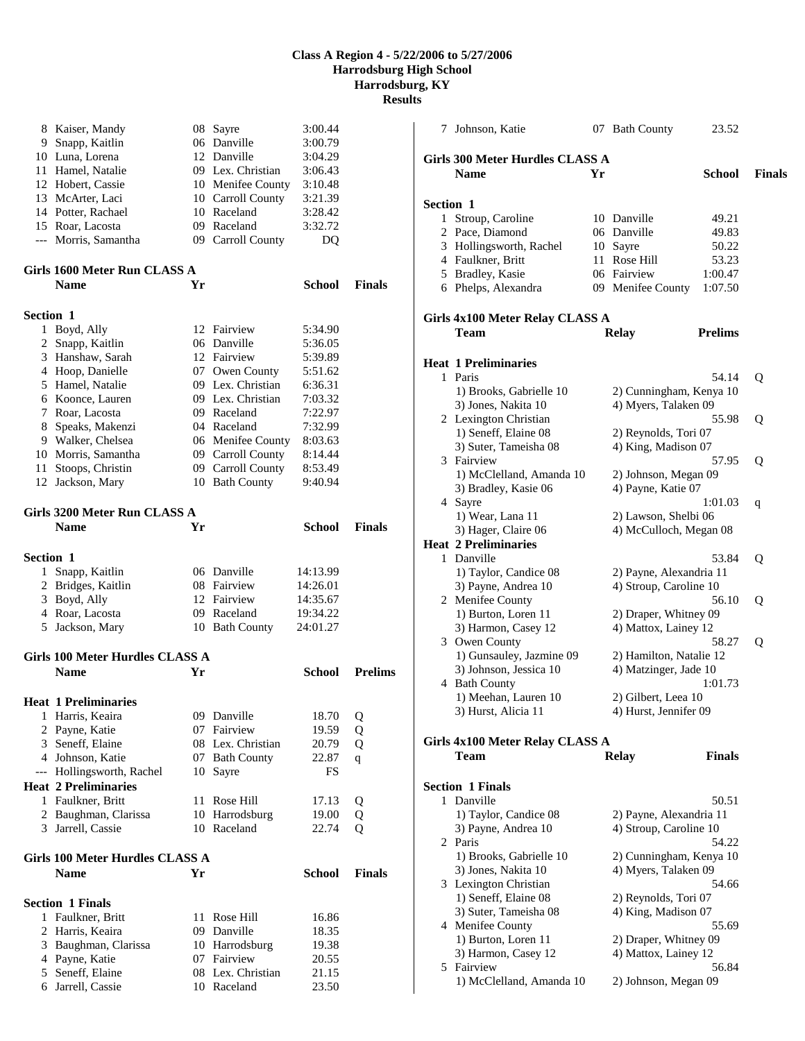# Class A Region 4 - 5/22/2006 to 5/27/2006
## Harrodsburg High School
## Harrodsburg, KY
## Results

| | Name | Yr | School | Finals |
|---|---|---|---|---|
| 8 | Kaiser, Mandy | 08 | Sayre | 3:00.44 |
| 9 | Snapp, Kaitlin | 06 | Danville | 3:00.79 |
| 10 | Luna, Lorena | 12 | Danville | 3:04.29 |
| 11 | Hamel, Natalie | 09 | Lex. Christian | 3:06.43 |
| 12 | Hobert, Cassie | 10 | Menifee County | 3:10.48 |
| 13 | McArter, Laci | 10 | Carroll County | 3:21.39 |
| 14 | Potter, Rachael | 10 | Raceland | 3:28.42 |
| 15 | Roar, Lacosta | 09 | Raceland | 3:32.72 |
| --- | Morris, Samantha | 09 | Carroll County | DQ |

### Girls 1600 Meter Run CLASS A

**Section 1**

| | Name | Yr | School | Finals |
|---|---|---|---|---|
| 1 | Boyd, Ally | 12 | Fairview | 5:34.90 |
| 2 | Snapp, Kaitlin | 06 | Danville | 5:36.05 |
| 3 | Hanshaw, Sarah | 12 | Fairview | 5:39.89 |
| 4 | Hoop, Danielle | 07 | Owen County | 5:51.62 |
| 5 | Hamel, Natalie | 09 | Lex. Christian | 6:36.31 |
| 6 | Koonce, Lauren | 09 | Lex. Christian | 7:03.32 |
| 7 | Roar, Lacosta | 09 | Raceland | 7:22.97 |
| 8 | Speaks, Makenzi | 04 | Raceland | 7:32.99 |
| 9 | Walker, Chelsea | 06 | Menifee County | 8:03.63 |
| 10 | Morris, Samantha | 09 | Carroll County | 8:14.44 |
| 11 | Stoops, Christin | 09 | Carroll County | 8:53.49 |
| 12 | Jackson, Mary | 10 | Bath County | 9:40.94 |

### Girls 3200 Meter Run CLASS A

**Section 1**

| | Name | Yr | School | Finals |
|---|---|---|---|---|
| 1 | Snapp, Kaitlin | 06 | Danville | 14:13.99 |
| 2 | Bridges, Kaitlin | 08 | Fairview | 14:26.01 |
| 3 | Boyd, Ally | 12 | Fairview | 14:35.67 |
| 4 | Roar, Lacosta | 09 | Raceland | 19:34.22 |
| 5 | Jackson, Mary | 10 | Bath County | 24:01.27 |

### Girls 100 Meter Hurdles CLASS A

| | Name | Yr | School | Prelims | |
|---|---|---|---|---|---|
| **Heat 1 Preliminaries** | | | | | |
| 1 | Harris, Keaira | 09 | Danville | 18.70 | Q |
| 2 | Payne, Katie | 07 | Fairview | 19.59 | Q |
| 3 | Seneff, Elaine | 08 | Lex. Christian | 20.79 | Q |
| 4 | Johnson, Katie | 07 | Bath County | 22.87 | q |
| --- | Hollingsworth, Rachel | 10 | Sayre | FS | |
| **Heat 2 Preliminaries** | | | | | |
| 1 | Faulkner, Britt | 11 | Rose Hill | 17.13 | Q |
| 2 | Baughman, Clarissa | 10 | Harrodsburg | 19.00 | Q |
| 3 | Jarrell, Cassie | 10 | Raceland | 22.74 | Q |

### Girls 100 Meter Hurdles CLASS A

**Section 1 Finals**

| | Name | Yr | School | Finals |
|---|---|---|---|---|
| 1 | Faulkner, Britt | 11 | Rose Hill | 16.86 |
| 2 | Harris, Keaira | 09 | Danville | 18.35 |
| 3 | Baughman, Clarissa | 10 | Harrodsburg | 19.38 |
| 4 | Payne, Katie | 07 | Fairview | 20.55 |
| 5 | Seneff, Elaine | 08 | Lex. Christian | 21.15 |
| 6 | Jarrell, Cassie | 10 | Raceland | 23.50 |
| 7 | Johnson, Katie | 07 | Bath County | 23.52 |

### Girls 300 Meter Hurdles CLASS A

**Section 1**

| | Name | Yr | School | Finals |
|---|---|---|---|---|
| 1 | Stroup, Caroline | 10 | Danville | 49.21 |
| 2 | Pace, Diamond | 06 | Danville | 49.83 |
| 3 | Hollingsworth, Rachel | 10 | Sayre | 50.22 |
| 4 | Faulkner, Britt | 11 | Rose Hill | 53.23 |
| 5 | Bradley, Kasie | 06 | Fairview | 1:00.47 |
| 6 | Phelps, Alexandra | 09 | Menifee County | 1:07.50 |

### Girls 4x100 Meter Relay CLASS A

| | Team | Relay | Prelims | |
|---|---|---|---|---|
| **Heat 1 Preliminaries** | | | | |
| 1 | Paris | | 54.14 | Q |
| | 1) Brooks, Gabrielle 10 | 2) Cunningham, Kenya 10 | | |
| | 3) Jones, Nakita 10 | 4) Myers, Talaken 09 | | |
| 2 | Lexington Christian | | 55.98 | Q |
| | 1) Seneff, Elaine 08 | 2) Reynolds, Tori 07 | | |
| | 3) Suter, Tameisha 08 | 4) King, Madison 07 | | |
| 3 | Fairview | | 57.95 | Q |
| | 1) McClelland, Amanda 10 | 2) Johnson, Megan 09 | | |
| | 3) Bradley, Kasie 06 | 4) Payne, Katie 07 | | |
| 4 | Sayre | | 1:01.03 | q |
| | 1) Wear, Lana 11 | 2) Lawson, Shelbi 06 | | |
| | 3) Hager, Claire 06 | 4) McCulloch, Megan 08 | | |
| **Heat 2 Preliminaries** | | | | |
| 1 | Danville | | 53.84 | Q |
| | 1) Taylor, Candice 08 | 2) Payne, Alexandria 11 | | |
| | 3) Payne, Andrea 10 | 4) Stroup, Caroline 10 | | |
| 2 | Menifee County | | 56.10 | Q |
| | 1) Burton, Loren 11 | 2) Draper, Whitney 09 | | |
| | 3) Harmon, Casey 12 | 4) Mattox, Lainey 12 | | |
| 3 | Owen County | | 58.27 | Q |
| | 1) Gunsauley, Jazmine 09 | 2) Hamilton, Natalie 12 | | |
| | 3) Johnson, Jessica 10 | 4) Matzinger, Jade 10 | | |
| 4 | Bath County | | 1:01.73 | |
| | 1) Meehan, Lauren 10 | 2) Gilbert, Leea 10 | | |
| | 3) Hurst, Alicia 11 | 4) Hurst, Jennifer 09 | | |

### Girls 4x100 Meter Relay CLASS A

**Section 1 Finals**

| | Team | Relay | Finals |
|---|---|---|---|
| 1 | Danville | | 50.51 |
| | 1) Taylor, Candice 08 | 2) Payne, Alexandria 11 | |
| | 3) Payne, Andrea 10 | 4) Stroup, Caroline 10 | |
| 2 | Paris | | 54.22 |
| | 1) Brooks, Gabrielle 10 | 2) Cunningham, Kenya 10 | |
| | 3) Jones, Nakita 10 | 4) Myers, Talaken 09 | |
| 3 | Lexington Christian | | 54.66 |
| | 1) Seneff, Elaine 08 | 2) Reynolds, Tori 07 | |
| | 3) Suter, Tameisha 08 | 4) King, Madison 07 | |
| 4 | Menifee County | | 55.69 |
| | 1) Burton, Loren 11 | 2) Draper, Whitney 09 | |
| | 3) Harmon, Casey 12 | 4) Mattox, Lainey 12 | |
| 5 | Fairview | | 56.84 |
| | 1) McClelland, Amanda 10 | 2) Johnson, Megan 09 | |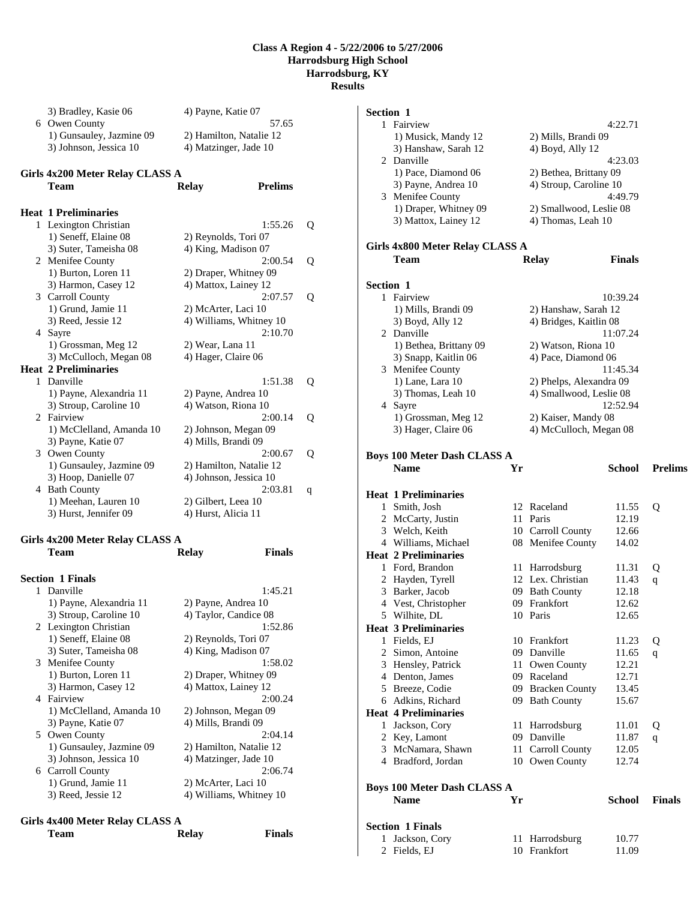# Class A Region 4 - 5/22/2006 to 5/27/2006
## Harrodsburg High School
## Harrodsburg, KY
## Results

3) Bradley, Kasie 06 — 4) Payne, Katie 07

6 Owen County — 57.65
1) Gunsauley, Jazmine 09 — 2) Hamilton, Natalie 12
3) Johnson, Jessica 10 — 4) Matzinger, Jade 10

### Girls 4x200 Meter Relay CLASS A

| | Team | Relay | Prelims | |
|---|---|---|---|---|
| **Heat 1 Preliminaries** | | | | |
| 1 | Lexington Christian | | 1:55.26 | Q |
| | 1) Seneff, Elaine 08 | 2) Reynolds, Tori 07 | | |
| | 3) Suter, Tameisha 08 | 4) King, Madison 07 | | |
| 2 | Menifee County | | 2:00.54 | Q |
| | 1) Burton, Loren 11 | 2) Draper, Whitney 09 | | |
| | 3) Harmon, Casey 12 | 4) Mattox, Lainey 12 | | |
| 3 | Carroll County | | 2:07.57 | Q |
| | 1) Grund, Jamie 11 | 2) McArter, Laci 10 | | |
| | 3) Reed, Jessie 12 | 4) Williams, Whitney 10 | | |
| 4 | Sayre | | 2:10.70 | |
| | 1) Grossman, Meg 12 | 2) Wear, Lana 11 | | |
| | 3) McCulloch, Megan 08 | 4) Hager, Claire 06 | | |
| **Heat 2 Preliminaries** | | | | |
| 1 | Danville | | 1:51.38 | Q |
| | 1) Payne, Alexandria 11 | 2) Payne, Andrea 10 | | |
| | 3) Stroup, Caroline 10 | 4) Watson, Riona 10 | | |
| 2 | Fairview | | 2:00.14 | Q |
| | 1) McClelland, Amanda 10 | 2) Johnson, Megan 09 | | |
| | 3) Payne, Katie 07 | 4) Mills, Brandi 09 | | |
| 3 | Owen County | | 2:00.67 | Q |
| | 1) Gunsauley, Jazmine 09 | 2) Hamilton, Natalie 12 | | |
| | 3) Hoop, Danielle 07 | 4) Johnson, Jessica 10 | | |
| 4 | Bath County | | 2:03.81 | q |
| | 1) Meehan, Lauren 10 | 2) Gilbert, Leea 10 | | |
| | 3) Hurst, Jennifer 09 | 4) Hurst, Alicia 11 | | |

### Girls 4x200 Meter Relay CLASS A

| | Team | Relay | Finals |
|---|---|---|---|
| **Section 1 Finals** | | | |
| 1 | Danville | | 1:45.21 |
| | 1) Payne, Alexandria 11 | 2) Payne, Andrea 10 | |
| | 3) Stroup, Caroline 10 | 4) Taylor, Candice 08 | |
| 2 | Lexington Christian | | 1:52.86 |
| | 1) Seneff, Elaine 08 | 2) Reynolds, Tori 07 | |
| | 3) Suter, Tameisha 08 | 4) King, Madison 07 | |
| 3 | Menifee County | | 1:58.02 |
| | 1) Burton, Loren 11 | 2) Draper, Whitney 09 | |
| | 3) Harmon, Casey 12 | 4) Mattox, Lainey 12 | |
| 4 | Fairview | | 2:00.24 |
| | 1) McClelland, Amanda 10 | 2) Johnson, Megan 09 | |
| | 3) Payne, Katie 07 | 4) Mills, Brandi 09 | |
| 5 | Owen County | | 2:04.14 |
| | 1) Gunsauley, Jazmine 09 | 2) Hamilton, Natalie 12 | |
| | 3) Johnson, Jessica 10 | 4) Matzinger, Jade 10 | |
| 6 | Carroll County | | 2:06.74 |
| | 1) Grund, Jamie 11 | 2) McArter, Laci 10 | |
| | 3) Reed, Jessie 12 | 4) Williams, Whitney 10 | |

### Girls 4x400 Meter Relay CLASS A

| | Team | Relay | Finals |
|---|---|---|---|
| **Section 1** | | | |
| 1 | Fairview | | 4:22.71 |
| | 1) Musick, Mandy 12 | 2) Mills, Brandi 09 | |
| | 3) Hanshaw, Sarah 12 | 4) Boyd, Ally 12 | |
| 2 | Danville | | 4:23.03 |
| | 1) Pace, Diamond 06 | 2) Bethea, Brittany 09 | |
| | 3) Payne, Andrea 10 | 4) Stroup, Caroline 10 | |
| 3 | Menifee County | | 4:49.79 |
| | 1) Draper, Whitney 09 | 2) Smallwood, Leslie 08 | |
| | 3) Mattox, Lainey 12 | 4) Thomas, Leah 10 | |

### Girls 4x800 Meter Relay CLASS A

| | Team | Relay | Finals |
|---|---|---|---|
| **Section 1** | | | |
| 1 | Fairview | | 10:39.24 |
| | 1) Mills, Brandi 09 | 2) Hanshaw, Sarah 12 | |
| | 3) Boyd, Ally 12 | 4) Bridges, Kaitlin 08 | |
| 2 | Danville | | 11:07.24 |
| | 1) Bethea, Brittany 09 | 2) Watson, Riona 10 | |
| | 3) Snapp, Kaitlin 06 | 4) Pace, Diamond 06 | |
| 3 | Menifee County | | 11:45.34 |
| | 1) Lane, Lara 10 | 2) Phelps, Alexandra 09 | |
| | 3) Thomas, Leah 10 | 4) Smallwood, Leslie 08 | |
| 4 | Sayre | | 12:52.94 |
| | 1) Grossman, Meg 12 | 2) Kaiser, Mandy 08 | |
| | 3) Hager, Claire 06 | 4) McCulloch, Megan 08 | |

### Boys 100 Meter Dash CLASS A

| | Name | Yr | School | Prelims | |
|---|---|---|---|---|---|
| **Heat 1 Preliminaries** | | | | | |
| 1 | Smith, Josh | 12 | Raceland | 11.55 | Q |
| 2 | McCarty, Justin | 11 | Paris | 12.19 | |
| 3 | Welch, Keith | 10 | Carroll County | 12.66 | |
| 4 | Williams, Michael | 08 | Menifee County | 14.02 | |
| **Heat 2 Preliminaries** | | | | | |
| 1 | Ford, Brandon | 11 | Harrodsburg | 11.31 | Q |
| 2 | Hayden, Tyrell | 12 | Lex. Christian | 11.43 | q |
| 3 | Barker, Jacob | 09 | Bath County | 12.18 | |
| 4 | Vest, Christopher | 09 | Frankfort | 12.62 | |
| 5 | Wilhite, DL | 10 | Paris | 12.65 | |
| **Heat 3 Preliminaries** | | | | | |
| 1 | Fields, EJ | 10 | Frankfort | 11.23 | Q |
| 2 | Simon, Antoine | 09 | Danville | 11.65 | q |
| 3 | Hensley, Patrick | 11 | Owen County | 12.21 | |
| 4 | Denton, James | 09 | Raceland | 12.71 | |
| 5 | Breeze, Codie | 09 | Bracken County | 13.45 | |
| 6 | Adkins, Richard | 09 | Bath County | 15.67 | |
| **Heat 4 Preliminaries** | | | | | |
| 1 | Jackson, Cory | 11 | Harrodsburg | 11.01 | Q |
| 2 | Key, Lamont | 09 | Danville | 11.87 | q |
| 3 | McNamara, Shawn | 11 | Carroll County | 12.05 | |
| 4 | Bradford, Jordan | 10 | Owen County | 12.74 | |

### Boys 100 Meter Dash CLASS A

| | Name | Yr | School | Finals |
|---|---|---|---|---|
| **Section 1 Finals** | | | | |
| 1 | Jackson, Cory | 11 | Harrodsburg | 10.77 |
| 2 | Fields, EJ | 10 | Frankfort | 11.09 |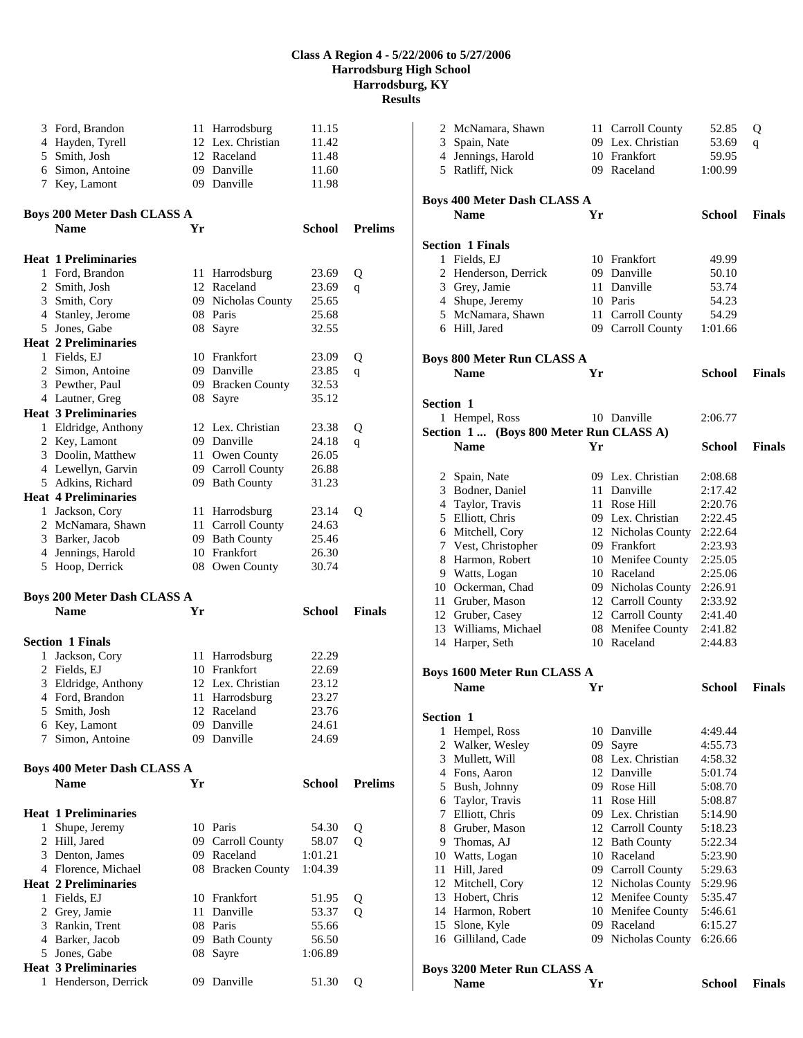## Class A Region 4 - 5/22/2006 to 5/27/2006
## Harrodsburg High School
## Harrodsburg, KY
## Results

| | Name | Yr | School | Time |
|---|---|---|---|---|
| 3 | Ford, Brandon | 11 | Harrodsburg | 11.15 |
| 4 | Hayden, Tyrell | 12 | Lex. Christian | 11.42 |
| 5 | Smith, Josh | 12 | Raceland | 11.48 |
| 6 | Simon, Antoine | 09 | Danville | 11.60 |
| 7 | Key, Lamont | 09 | Danville | 11.98 |

### Boys 200 Meter Dash CLASS A

| | Name | Yr | School | Prelims | |
|---|---|---|---|---|---|
| **Heat 1 Preliminaries** | | | | | |
| 1 | Ford, Brandon | 11 | Harrodsburg | 23.69 | Q |
| 2 | Smith, Josh | 12 | Raceland | 23.69 | q |
| 3 | Smith, Cory | 09 | Nicholas County | 25.65 | |
| 4 | Stanley, Jerome | 08 | Paris | 25.68 | |
| 5 | Jones, Gabe | 08 | Sayre | 32.55 | |
| **Heat 2 Preliminaries** | | | | | |
| 1 | Fields, EJ | 10 | Frankfort | 23.09 | Q |
| 2 | Simon, Antoine | 09 | Danville | 23.85 | q |
| 3 | Pewther, Paul | 09 | Bracken County | 32.53 | |
| 4 | Lautner, Greg | 08 | Sayre | 35.12 | |
| **Heat 3 Preliminaries** | | | | | |
| 1 | Eldridge, Anthony | 12 | Lex. Christian | 23.38 | Q |
| 2 | Key, Lamont | 09 | Danville | 24.18 | q |
| 3 | Doolin, Matthew | 11 | Owen County | 26.05 | |
| 4 | Lewellyn, Garvin | 09 | Carroll County | 26.88 | |
| 5 | Adkins, Richard | 09 | Bath County | 31.23 | |
| **Heat 4 Preliminaries** | | | | | |
| 1 | Jackson, Cory | 11 | Harrodsburg | 23.14 | Q |
| 2 | McNamara, Shawn | 11 | Carroll County | 24.63 | |
| 3 | Barker, Jacob | 09 | Bath County | 25.46 | |
| 4 | Jennings, Harold | 10 | Frankfort | 26.30 | |
| 5 | Hoop, Derrick | 08 | Owen County | 30.74 | |

### Boys 200 Meter Dash CLASS A

| | Name | Yr | School | Finals |
|---|---|---|---|---|
| **Section 1 Finals** | | | | |
| 1 | Jackson, Cory | 11 | Harrodsburg | 22.29 |
| 2 | Fields, EJ | 10 | Frankfort | 22.69 |
| 3 | Eldridge, Anthony | 12 | Lex. Christian | 23.12 |
| 4 | Ford, Brandon | 11 | Harrodsburg | 23.27 |
| 5 | Smith, Josh | 12 | Raceland | 23.76 |
| 6 | Key, Lamont | 09 | Danville | 24.61 |
| 7 | Simon, Antoine | 09 | Danville | 24.69 |

### Boys 400 Meter Dash CLASS A

| | Name | Yr | School | Prelims | |
|---|---|---|---|---|---|
| **Heat 1 Preliminaries** | | | | | |
| 1 | Shupe, Jeremy | 10 | Paris | 54.30 | Q |
| 2 | Hill, Jared | 09 | Carroll County | 58.07 | Q |
| 3 | Denton, James | 09 | Raceland | 1:01.21 | |
| 4 | Florence, Michael | 08 | Bracken County | 1:04.39 | |
| **Heat 2 Preliminaries** | | | | | |
| 1 | Fields, EJ | 10 | Frankfort | 51.95 | Q |
| 2 | Grey, Jamie | 11 | Danville | 53.37 | Q |
| 3 | Rankin, Trent | 08 | Paris | 55.66 | |
| 4 | Barker, Jacob | 09 | Bath County | 56.50 | |
| 5 | Jones, Gabe | 08 | Sayre | 1:06.89 | |
| **Heat 3 Preliminaries** | | | | | |
| 1 | Henderson, Derrick | 09 | Danville | 51.30 | Q |
| 2 | McNamara, Shawn | 11 | Carroll County | 52.85 | Q |
| 3 | Spain, Nate | 09 | Lex. Christian | 53.69 | q |
| 4 | Jennings, Harold | 10 | Frankfort | 59.95 | |
| 5 | Ratliff, Nick | 09 | Raceland | 1:00.99 | |

### Boys 400 Meter Dash CLASS A

| | Name | Yr | School | Finals |
|---|---|---|---|---|
| **Section 1 Finals** | | | | |
| 1 | Fields, EJ | 10 | Frankfort | 49.99 |
| 2 | Henderson, Derrick | 09 | Danville | 50.10 |
| 3 | Grey, Jamie | 11 | Danville | 53.74 |
| 4 | Shupe, Jeremy | 10 | Paris | 54.23 |
| 5 | McNamara, Shawn | 11 | Carroll County | 54.29 |
| 6 | Hill, Jared | 09 | Carroll County | 1:01.66 |

### Boys 800 Meter Run CLASS A

| | Name | Yr | School | Finals |
|---|---|---|---|---|
| **Section 1** | | | | |
| 1 | Hempel, Ross | 10 | Danville | 2:06.77 |
| 2 | Spain, Nate | 09 | Lex. Christian | 2:08.68 |
| 3 | Bodner, Daniel | 11 | Danville | 2:17.42 |
| 4 | Taylor, Travis | 11 | Rose Hill | 2:20.76 |
| 5 | Elliott, Chris | 09 | Lex. Christian | 2:22.45 |
| 6 | Mitchell, Cory | 12 | Nicholas County | 2:22.64 |
| 7 | Vest, Christopher | 09 | Frankfort | 2:23.93 |
| 8 | Harmon, Robert | 10 | Menifee County | 2:25.05 |
| 9 | Watts, Logan | 10 | Raceland | 2:25.06 |
| 10 | Ockerman, Chad | 09 | Nicholas County | 2:26.91 |
| 11 | Gruber, Mason | 12 | Carroll County | 2:33.92 |
| 12 | Gruber, Casey | 12 | Carroll County | 2:41.40 |
| 13 | Williams, Michael | 08 | Menifee County | 2:41.82 |
| 14 | Harper, Seth | 10 | Raceland | 2:44.83 |

### Boys 1600 Meter Run CLASS A

| | Name | Yr | School | Finals |
|---|---|---|---|---|
| **Section 1** | | | | |
| 1 | Hempel, Ross | 10 | Danville | 4:49.44 |
| 2 | Walker, Wesley | 09 | Sayre | 4:55.73 |
| 3 | Mullett, Will | 08 | Lex. Christian | 4:58.32 |
| 4 | Fons, Aaron | 12 | Danville | 5:01.74 |
| 5 | Bush, Johnny | 09 | Rose Hill | 5:08.70 |
| 6 | Taylor, Travis | 11 | Rose Hill | 5:08.87 |
| 7 | Elliott, Chris | 09 | Lex. Christian | 5:14.90 |
| 8 | Gruber, Mason | 12 | Carroll County | 5:18.23 |
| 9 | Thomas, AJ | 12 | Bath County | 5:22.34 |
| 10 | Watts, Logan | 10 | Raceland | 5:23.90 |
| 11 | Hill, Jared | 09 | Carroll County | 5:29.63 |
| 12 | Mitchell, Cory | 12 | Nicholas County | 5:29.96 |
| 13 | Hobert, Chris | 12 | Menifee County | 5:35.47 |
| 14 | Harmon, Robert | 10 | Menifee County | 5:46.61 |
| 15 | Slone, Kyle | 09 | Raceland | 6:15.27 |
| 16 | Gilliland, Cade | 09 | Nicholas County | 6:26.66 |

### Boys 3200 Meter Run CLASS A

| | Name | Yr | School | Finals |
|---|---|---|---|---|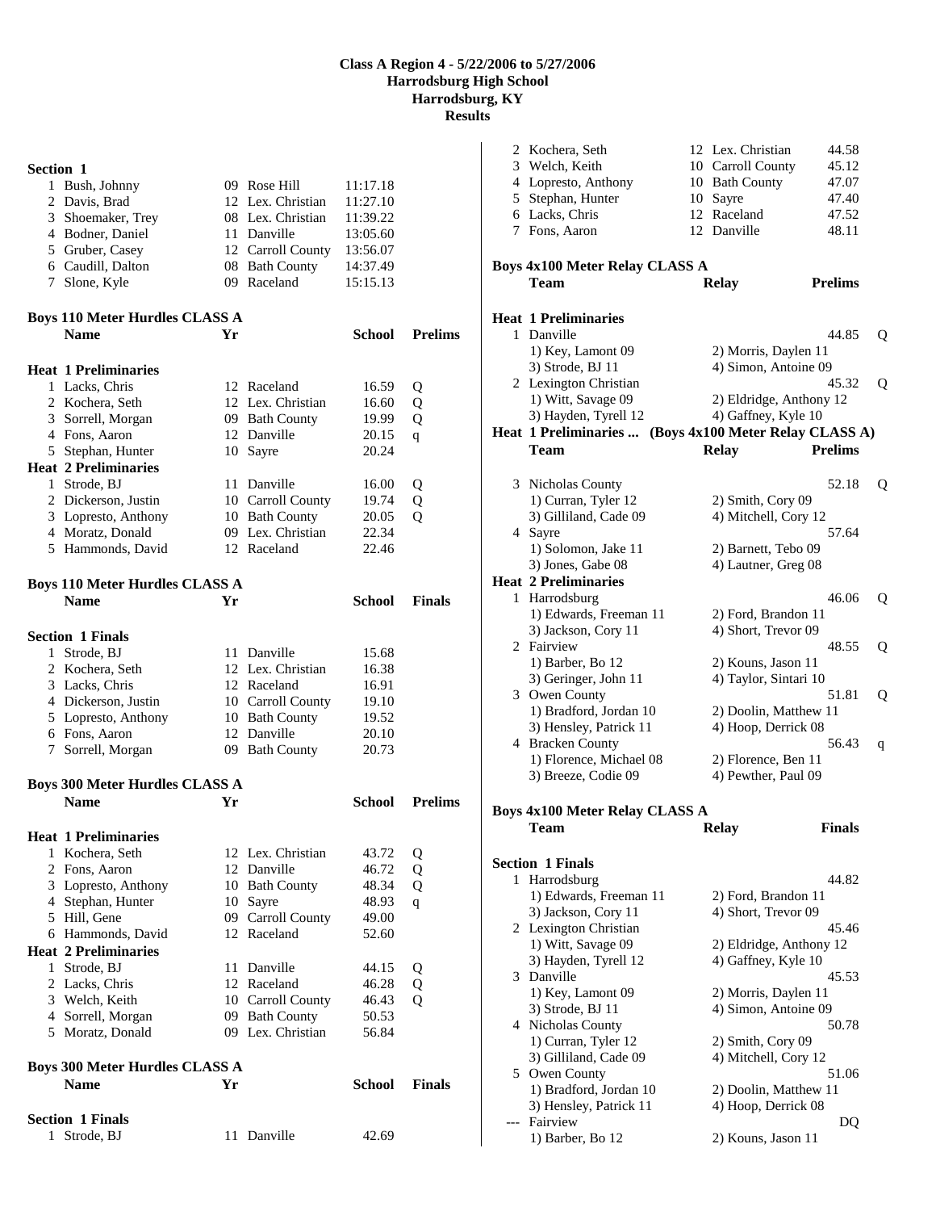**Class A Region 4 - 5/22/2006 to 5/27/2006**
**Harrodsburg High School**
**Harrodsburg, KY**
**Results**

**Section 1**

| | Name | Yr | School | Time |
|---|---|---|---|---|
| 1 | Bush, Johnny | 09 | Rose Hill | 11:17.18 |
| 2 | Davis, Brad | 12 | Lex. Christian | 11:27.10 |
| 3 | Shoemaker, Trey | 08 | Lex. Christian | 11:39.22 |
| 4 | Bodner, Daniel | 11 | Danville | 13:05.60 |
| 5 | Gruber, Casey | 12 | Carroll County | 13:56.07 |
| 6 | Caudill, Dalton | 08 | Bath County | 14:37.49 |
| 7 | Slone, Kyle | 09 | Raceland | 15:15.13 |

**Boys 110 Meter Hurdles CLASS A**

| | Name | Yr | School | Prelims | |
|---|---|---|---|---|---|
| **Heat 1 Preliminaries** | | | | | |
| 1 | Lacks, Chris | 12 | Raceland | 16.59 | Q |
| 2 | Kochera, Seth | 12 | Lex. Christian | 16.60 | Q |
| 3 | Sorrell, Morgan | 09 | Bath County | 19.99 | Q |
| 4 | Fons, Aaron | 12 | Danville | 20.15 | q |
| 5 | Stephan, Hunter | 10 | Sayre | 20.24 | |
| **Heat 2 Preliminaries** | | | | | |
| 1 | Strode, BJ | 11 | Danville | 16.00 | Q |
| 2 | Dickerson, Justin | 10 | Carroll County | 19.74 | Q |
| 3 | Lopresto, Anthony | 10 | Bath County | 20.05 | Q |
| 4 | Moratz, Donald | 09 | Lex. Christian | 22.34 | |
| 5 | Hammonds, David | 12 | Raceland | 22.46 | |

**Boys 110 Meter Hurdles CLASS A**

| | Name | Yr | School | Finals |
|---|---|---|---|---|
| **Section 1 Finals** | | | | |
| 1 | Strode, BJ | 11 | Danville | 15.68 |
| 2 | Kochera, Seth | 12 | Lex. Christian | 16.38 |
| 3 | Lacks, Chris | 12 | Raceland | 16.91 |
| 4 | Dickerson, Justin | 10 | Carroll County | 19.10 |
| 5 | Lopresto, Anthony | 10 | Bath County | 19.52 |
| 6 | Fons, Aaron | 12 | Danville | 20.10 |
| 7 | Sorrell, Morgan | 09 | Bath County | 20.73 |

**Boys 300 Meter Hurdles CLASS A**

| | Name | Yr | School | Prelims | |
|---|---|---|---|---|---|
| **Heat 1 Preliminaries** | | | | | |
| 1 | Kochera, Seth | 12 | Lex. Christian | 43.72 | Q |
| 2 | Fons, Aaron | 12 | Danville | 46.72 | Q |
| 3 | Lopresto, Anthony | 10 | Bath County | 48.34 | Q |
| 4 | Stephan, Hunter | 10 | Sayre | 48.93 | q |
| 5 | Hill, Gene | 09 | Carroll County | 49.00 | |
| 6 | Hammonds, David | 12 | Raceland | 52.60 | |
| **Heat 2 Preliminaries** | | | | | |
| 1 | Strode, BJ | 11 | Danville | 44.15 | Q |
| 2 | Lacks, Chris | 12 | Raceland | 46.28 | Q |
| 3 | Welch, Keith | 10 | Carroll County | 46.43 | Q |
| 4 | Sorrell, Morgan | 09 | Bath County | 50.53 | |
| 5 | Moratz, Donald | 09 | Lex. Christian | 56.84 | |

**Boys 300 Meter Hurdles CLASS A**

| | Name | Yr | School | Finals |
|---|---|---|---|---|
| **Section 1 Finals** | | | | |
| 1 | Strode, BJ | 11 | Danville | 42.69 |
| 2 | Kochera, Seth | 12 | Lex. Christian | 44.58 |
| 3 | Welch, Keith | 10 | Carroll County | 45.12 |
| 4 | Lopresto, Anthony | 10 | Bath County | 47.07 |
| 5 | Stephan, Hunter | 10 | Sayre | 47.40 |
| 6 | Lacks, Chris | 12 | Raceland | 47.52 |
| 7 | Fons, Aaron | 12 | Danville | 48.11 |

**Boys 4x100 Meter Relay CLASS A**

| | Team | Relay | Prelims | |
|---|---|---|---|---|
| **Heat 1 Preliminaries** | | | | |
| 1 | Danville | | 44.85 | Q |
| | 1) Key, Lamont 09 | 2) Morris, Daylen 11 | | |
| | 3) Strode, BJ 11 | 4) Simon, Antoine 09 | | |
| 2 | Lexington Christian | | 45.32 | Q |
| | 1) Witt, Savage 09 | 2) Eldridge, Anthony 12 | | |
| | 3) Hayden, Tyrell 12 | 4) Gaffney, Kyle 10 | | |
| 3 | Nicholas County | | 52.18 | Q |
| | 1) Curran, Tyler 12 | 2) Smith, Cory 09 | | |
| | 3) Gilliland, Cade 09 | 4) Mitchell, Cory 12 | | |
| 4 | Sayre | | 57.64 | |
| | 1) Solomon, Jake 11 | 2) Barnett, Tebo 09 | | |
| | 3) Jones, Gabe 08 | 4) Lautner, Greg 08 | | |
| **Heat 2 Preliminaries** | | | | |
| 1 | Harrodsburg | | 46.06 | Q |
| | 1) Edwards, Freeman 11 | 2) Ford, Brandon 11 | | |
| | 3) Jackson, Cory 11 | 4) Short, Trevor 09 | | |
| 2 | Fairview | | 48.55 | Q |
| | 1) Barber, Bo 12 | 2) Kouns, Jason 11 | | |
| | 3) Geringer, John 11 | 4) Taylor, Sintari 10 | | |
| 3 | Owen County | | 51.81 | Q |
| | 1) Bradford, Jordan 10 | 2) Doolin, Matthew 11 | | |
| | 3) Hensley, Patrick 11 | 4) Hoop, Derrick 08 | | |
| 4 | Bracken County | | 56.43 | q |
| | 1) Florence, Michael 08 | 2) Florence, Ben 11 | | |
| | 3) Breeze, Codie 09 | 4) Pewther, Paul 09 | | |

**Boys 4x100 Meter Relay CLASS A**

| | Team | Relay | Finals |
|---|---|---|---|
| **Section 1 Finals** | | | |
| 1 | Harrodsburg | | 44.82 |
| | 1) Edwards, Freeman 11 | 2) Ford, Brandon 11 | |
| | 3) Jackson, Cory 11 | 4) Short, Trevor 09 | |
| 2 | Lexington Christian | | 45.46 |
| | 1) Witt, Savage 09 | 2) Eldridge, Anthony 12 | |
| | 3) Hayden, Tyrell 12 | 4) Gaffney, Kyle 10 | |
| 3 | Danville | | 45.53 |
| | 1) Key, Lamont 09 | 2) Morris, Daylen 11 | |
| | 3) Strode, BJ 11 | 4) Simon, Antoine 09 | |
| 4 | Nicholas County | | 50.78 |
| | 1) Curran, Tyler 12 | 2) Smith, Cory 09 | |
| | 3) Gilliland, Cade 09 | 4) Mitchell, Cory 12 | |
| 5 | Owen County | | 51.06 |
| | 1) Bradford, Jordan 10 | 2) Doolin, Matthew 11 | |
| | 3) Hensley, Patrick 11 | 4) Hoop, Derrick 08 | |
| --- | Fairview | | DQ |
| | 1) Barber, Bo 12 | 2) Kouns, Jason 11 | |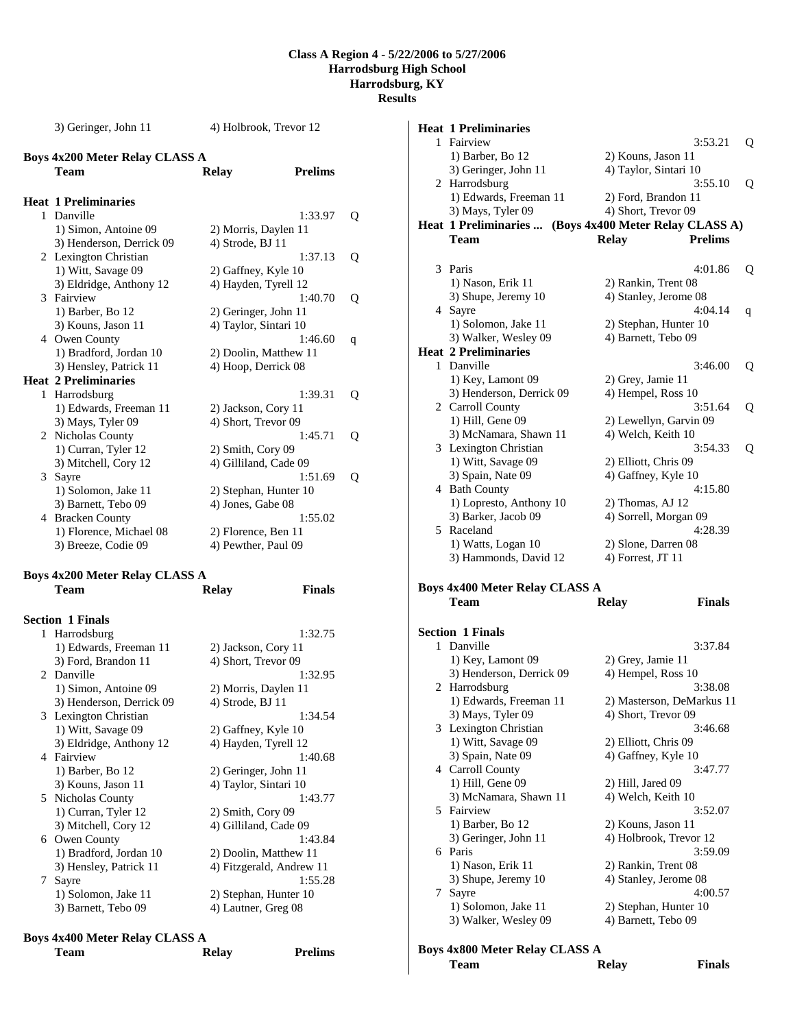# Class A Region 4 - 5/22/2006 to 5/27/2006
## Harrodsburg High School
## Harrodsburg, KY
## Results

| | | | |
|---|---|---|---|
| 3) Geringer, John 11 | 4) Holbrook, Trevor 12 | | |

### Boys 4x200 Meter Relay CLASS A

| | Team | Relay | Prelims | |
|---|---|---|---|---|
| **Heat 1 Preliminaries** | | | | |
| 1 | Danville | | 1:33.97 | Q |
| | 1) Simon, Antoine 09 | 2) Morris, Daylen 11 | | |
| | 3) Henderson, Derrick 09 | 4) Strode, BJ 11 | | |
| 2 | Lexington Christian | | 1:37.13 | Q |
| | 1) Witt, Savage 09 | 2) Gaffney, Kyle 10 | | |
| | 3) Eldridge, Anthony 12 | 4) Hayden, Tyrell 12 | | |
| 3 | Fairview | | 1:40.70 | Q |
| | 1) Barber, Bo 12 | 2) Geringer, John 11 | | |
| | 3) Kouns, Jason 11 | 4) Taylor, Sintari 10 | | |
| 4 | Owen County | | 1:46.60 | q |
| | 1) Bradford, Jordan 10 | 2) Doolin, Matthew 11 | | |
| | 3) Hensley, Patrick 11 | 4) Hoop, Derrick 08 | | |
| **Heat 2 Preliminaries** | | | | |
| 1 | Harrodsburg | | 1:39.31 | Q |
| | 1) Edwards, Freeman 11 | 2) Jackson, Cory 11 | | |
| | 3) Mays, Tyler 09 | 4) Short, Trevor 09 | | |
| 2 | Nicholas County | | 1:45.71 | Q |
| | 1) Curran, Tyler 12 | 2) Smith, Cory 09 | | |
| | 3) Mitchell, Cory 12 | 4) Gilliland, Cade 09 | | |
| 3 | Sayre | | 1:51.69 | Q |
| | 1) Solomon, Jake 11 | 2) Stephan, Hunter 10 | | |
| | 3) Barnett, Tebo 09 | 4) Jones, Gabe 08 | | |
| 4 | Bracken County | | 1:55.02 | |
| | 1) Florence, Michael 08 | 2) Florence, Ben 11 | | |
| | 3) Breeze, Codie 09 | 4) Pewther, Paul 09 | | |

### Boys 4x200 Meter Relay CLASS A

| | Team | Relay | Finals |
|---|---|---|---|
| **Section 1 Finals** | | | |
| 1 | Harrodsburg | | 1:32.75 |
| | 1) Edwards, Freeman 11 | 2) Jackson, Cory 11 | |
| | 3) Ford, Brandon 11 | 4) Short, Trevor 09 | |
| 2 | Danville | | 1:32.95 |
| | 1) Simon, Antoine 09 | 2) Morris, Daylen 11 | |
| | 3) Henderson, Derrick 09 | 4) Strode, BJ 11 | |
| 3 | Lexington Christian | | 1:34.54 |
| | 1) Witt, Savage 09 | 2) Gaffney, Kyle 10 | |
| | 3) Eldridge, Anthony 12 | 4) Hayden, Tyrell 12 | |
| 4 | Fairview | | 1:40.68 |
| | 1) Barber, Bo 12 | 2) Geringer, John 11 | |
| | 3) Kouns, Jason 11 | 4) Taylor, Sintari 10 | |
| 5 | Nicholas County | | 1:43.77 |
| | 1) Curran, Tyler 12 | 2) Smith, Cory 09 | |
| | 3) Mitchell, Cory 12 | 4) Gilliland, Cade 09 | |
| 6 | Owen County | | 1:43.84 |
| | 1) Bradford, Jordan 10 | 2) Doolin, Matthew 11 | |
| | 3) Hensley, Patrick 11 | 4) Fitzgerald, Andrew 11 | |
| 7 | Sayre | | 1:55.28 |
| | 1) Solomon, Jake 11 | 2) Stephan, Hunter 10 | |
| | 3) Barnett, Tebo 09 | 4) Lautner, Greg 08 | |

### Boys 4x400 Meter Relay CLASS A

| | Team | Relay | Prelims | |
|---|---|---|---|---|
| **Heat 1 Preliminaries** | | | | |
| 1 | Fairview | | 3:53.21 | Q |
| | 1) Barber, Bo 12 | 2) Kouns, Jason 11 | | |
| | 3) Geringer, John 11 | 4) Taylor, Sintari 10 | | |
| 2 | Harrodsburg | | 3:55.10 | Q |
| | 1) Edwards, Freeman 11 | 2) Ford, Brandon 11 | | |
| | 3) Mays, Tyler 09 | 4) Short, Trevor 09 | | |
| 3 | Paris | | 4:01.86 | Q |
| | 1) Nason, Erik 11 | 2) Rankin, Trent 08 | | |
| | 3) Shupe, Jeremy 10 | 4) Stanley, Jerome 08 | | |
| 4 | Sayre | | 4:04.14 | q |
| | 1) Solomon, Jake 11 | 2) Stephan, Hunter 10 | | |
| | 3) Walker, Wesley 09 | 4) Barnett, Tebo 09 | | |
| **Heat 2 Preliminaries** | | | | |
| 1 | Danville | | 3:46.00 | Q |
| | 1) Key, Lamont 09 | 2) Grey, Jamie 11 | | |
| | 3) Henderson, Derrick 09 | 4) Hempel, Ross 10 | | |
| 2 | Carroll County | | 3:51.64 | Q |
| | 1) Hill, Gene 09 | 2) Lewellyn, Garvin 09 | | |
| | 3) McNamara, Shawn 11 | 4) Welch, Keith 10 | | |
| 3 | Lexington Christian | | 3:54.33 | Q |
| | 1) Witt, Savage 09 | 2) Elliott, Chris 09 | | |
| | 3) Spain, Nate 09 | 4) Gaffney, Kyle 10 | | |
| 4 | Bath County | | 4:15.80 | |
| | 1) Lopresto, Anthony 10 | 2) Thomas, AJ 12 | | |
| | 3) Barker, Jacob 09 | 4) Sorrell, Morgan 09 | | |
| 5 | Raceland | | 4:28.39 | |
| | 1) Watts, Logan 10 | 2) Slone, Darren 08 | | |
| | 3) Hammonds, David 12 | 4) Forrest, JT 11 | | |

### Boys 4x400 Meter Relay CLASS A

| | Team | Relay | Finals |
|---|---|---|---|
| **Section 1 Finals** | | | |
| 1 | Danville | | 3:37.84 |
| | 1) Key, Lamont 09 | 2) Grey, Jamie 11 | |
| | 3) Henderson, Derrick 09 | 4) Hempel, Ross 10 | |
| 2 | Harrodsburg | | 3:38.08 |
| | 1) Edwards, Freeman 11 | 2) Masterson, DeMarkus 11 | |
| | 3) Mays, Tyler 09 | 4) Short, Trevor 09 | |
| 3 | Lexington Christian | | 3:46.68 |
| | 1) Witt, Savage 09 | 2) Elliott, Chris 09 | |
| | 3) Spain, Nate 09 | 4) Gaffney, Kyle 10 | |
| 4 | Carroll County | | 3:47.77 |
| | 1) Hill, Gene 09 | 2) Hill, Jared 09 | |
| | 3) McNamara, Shawn 11 | 4) Welch, Keith 10 | |
| 5 | Fairview | | 3:52.07 |
| | 1) Barber, Bo 12 | 2) Kouns, Jason 11 | |
| | 3) Geringer, John 11 | 4) Holbrook, Trevor 12 | |
| 6 | Paris | | 3:59.09 |
| | 1) Nason, Erik 11 | 2) Rankin, Trent 08 | |
| | 3) Shupe, Jeremy 10 | 4) Stanley, Jerome 08 | |
| 7 | Sayre | | 4:00.57 |
| | 1) Solomon, Jake 11 | 2) Stephan, Hunter 10 | |
| | 3) Walker, Wesley 09 | 4) Barnett, Tebo 09 | |

### Boys 4x800 Meter Relay CLASS A

| | Team | Relay | Finals |
|---|---|---|---|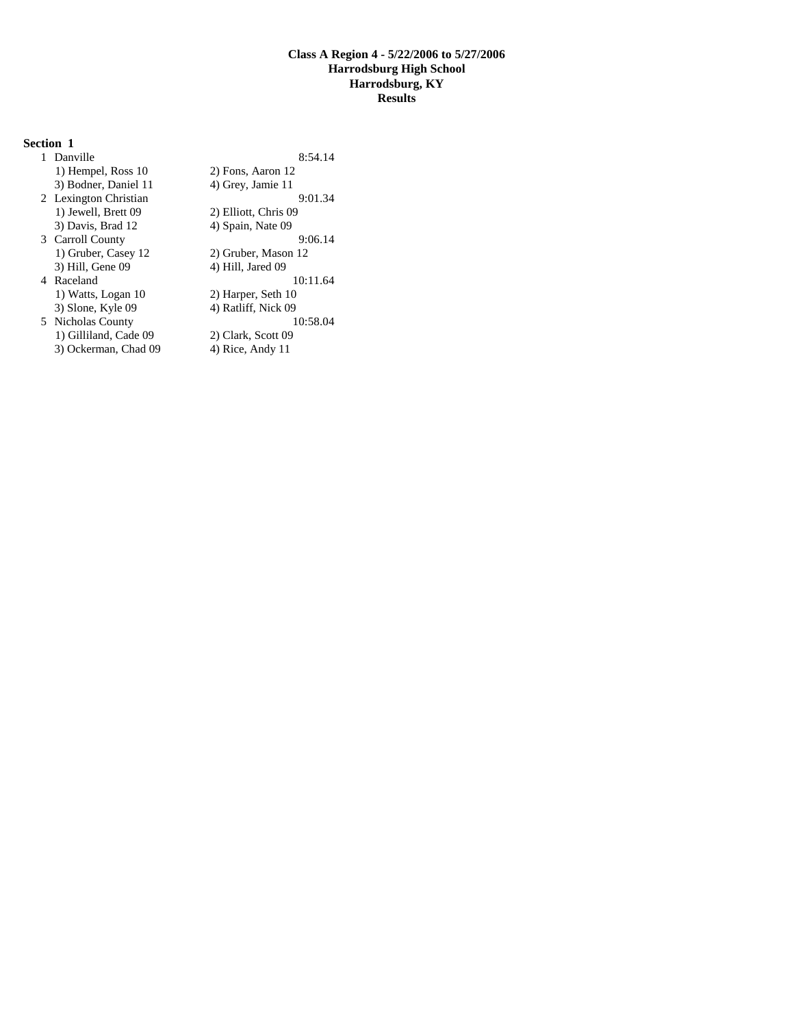**Class A Region 4 - 5/22/2006 to 5/27/2006**
**Harrodsburg High School**
**Harrodsburg, KY**
**Results**

**Section 1**

| | | |
|---|---|---|
| 1 Danville | | 8:54.14 |
| 1) Hempel, Ross 10 | 2) Fons, Aaron 12 | |
| 3) Bodner, Daniel 11 | 4) Grey, Jamie 11 | |
| 2 Lexington Christian | | 9:01.34 |
| 1) Jewell, Brett 09 | 2) Elliott, Chris 09 | |
| 3) Davis, Brad 12 | 4) Spain, Nate 09 | |
| 3 Carroll County | | 9:06.14 |
| 1) Gruber, Casey 12 | 2) Gruber, Mason 12 | |
| 3) Hill, Gene 09 | 4) Hill, Jared 09 | |
| 4 Raceland | | 10:11.64 |
| 1) Watts, Logan 10 | 2) Harper, Seth 10 | |
| 3) Slone, Kyle 09 | 4) Ratliff, Nick 09 | |
| 5 Nicholas County | | 10:58.04 |
| 1) Gilliland, Cade 09 | 2) Clark, Scott 09 | |
| 3) Ockerman, Chad 09 | 4) Rice, Andy 11 | |